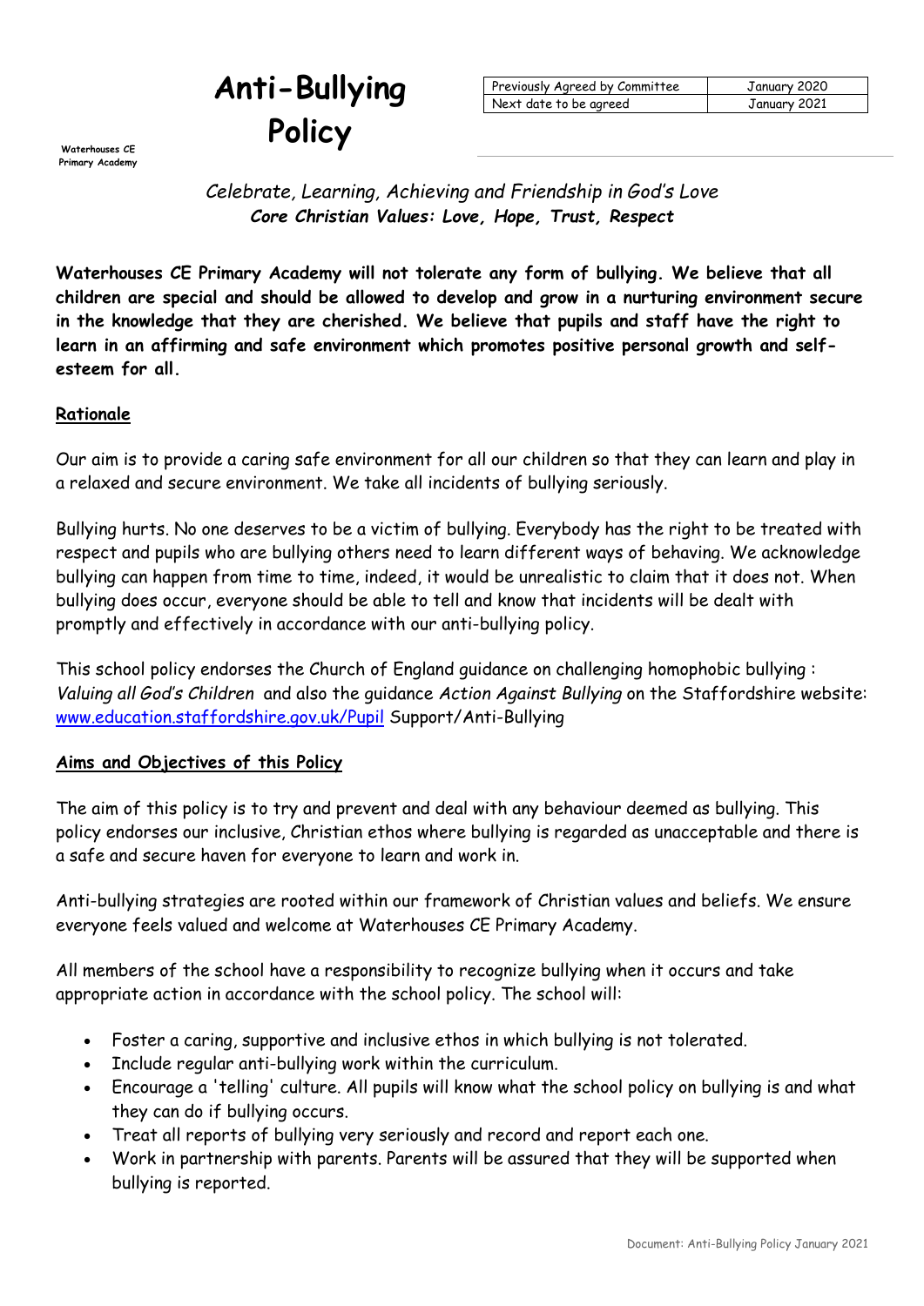Waterhouses CE Primary Academy

# Anti-Bullying Policy

| Previously Agreed by Committee | January 2020 |
| --- | --- |
| Next date to be agreed | January 2021 |

*Celebrate, Learning, Achieving and Friendship in God's Love*
***Core Christian Values: Love, Hope, Trust, Respect***

**Waterhouses CE Primary Academy will not tolerate any form of bullying. We believe that all children are special and should be allowed to develop and grow in a nurturing environment secure in the knowledge that they are cherished. We believe that pupils and staff have the right to learn in an affirming and safe environment which promotes positive personal growth and self-esteem for all.**

## Rationale

Our aim is to provide a caring safe environment for all our children so that they can learn and play in a relaxed and secure environment. We take all incidents of bullying seriously.

Bullying hurts. No one deserves to be a victim of bullying. Everybody has the right to be treated with respect and pupils who are bullying others need to learn different ways of behaving. We acknowledge bullying can happen from time to time, indeed, it would be unrealistic to claim that it does not. When bullying does occur, everyone should be able to tell and know that incidents will be dealt with promptly and effectively in accordance with our anti-bullying policy.

This school policy endorses the Church of England guidance on challenging homophobic bullying : *Valuing all God's Children* and also the guidance *Action Against Bullying* on the Staffordshire website: www.education.staffordshire.gov.uk/Pupil Support/Anti-Bullying

## Aims and Objectives of this Policy

The aim of this policy is to try and prevent and deal with any behaviour deemed as bullying. This policy endorses our inclusive, Christian ethos where bullying is regarded as unacceptable and there is a safe and secure haven for everyone to learn and work in.

Anti-bullying strategies are rooted within our framework of Christian values and beliefs. We ensure everyone feels valued and welcome at Waterhouses CE Primary Academy.

All members of the school have a responsibility to recognize bullying when it occurs and take appropriate action in accordance with the school policy. The school will:

- Foster a caring, supportive and inclusive ethos in which bullying is not tolerated.
- Include regular anti-bullying work within the curriculum.
- Encourage a 'telling' culture. All pupils will know what the school policy on bullying is and what they can do if bullying occurs.
- Treat all reports of bullying very seriously and record and report each one.
- Work in partnership with parents. Parents will be assured that they will be supported when bullying is reported.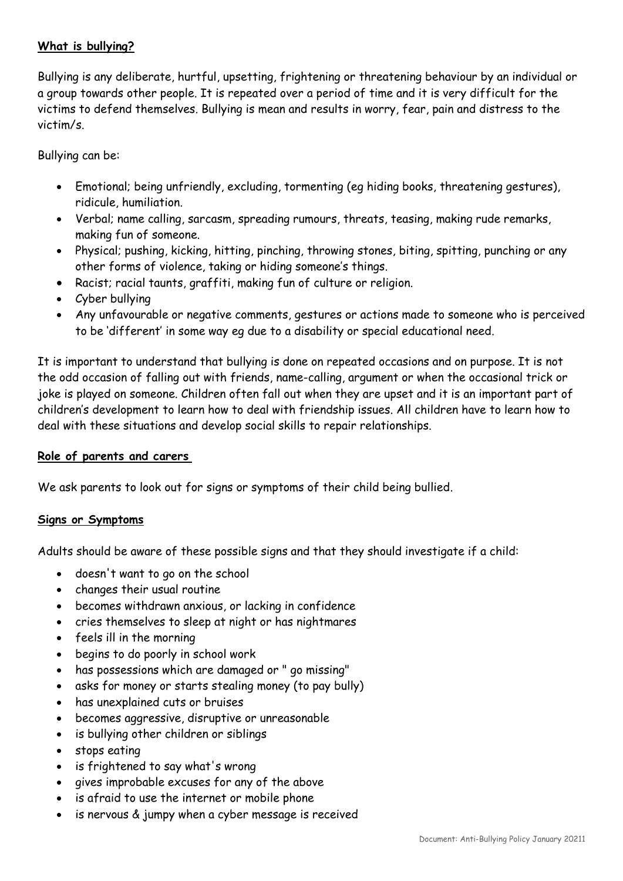## What is bullying?

Bullying is any deliberate, hurtful, upsetting, frightening or threatening behaviour by an individual or a group towards other people. It is repeated over a period of time and it is very difficult for the victims to defend themselves. Bullying is mean and results in worry, fear, pain and distress to the victim/s.

Bullying can be:

- Emotional; being unfriendly, excluding, tormenting (eg hiding books, threatening gestures), ridicule, humiliation.
- Verbal; name calling, sarcasm, spreading rumours, threats, teasing, making rude remarks, making fun of someone.
- Physical; pushing, kicking, hitting, pinching, throwing stones, biting, spitting, punching or any other forms of violence, taking or hiding someone's things.
- Racist; racial taunts, graffiti, making fun of culture or religion.
- Cyber bullying
- Any unfavourable or negative comments, gestures or actions made to someone who is perceived to be 'different' in some way eg due to a disability or special educational need.

It is important to understand that bullying is done on repeated occasions and on purpose. It is not the odd occasion of falling out with friends, name-calling, argument or when the occasional trick or joke is played on someone. Children often fall out when they are upset and it is an important part of children's development to learn how to deal with friendship issues. All children have to learn how to deal with these situations and develop social skills to repair relationships.

## Role of parents and carers

We ask parents to look out for signs or symptoms of their child being bullied.

## Signs or Symptoms

Adults should be aware of these possible signs and that they should investigate if a child:

- doesn't want to go on the school
- changes their usual routine
- becomes withdrawn anxious, or lacking in confidence
- cries themselves to sleep at night or has nightmares
- feels ill in the morning
- begins to do poorly in school work
- has possessions which are damaged or " go missing"
- asks for money or starts stealing money (to pay bully)
- has unexplained cuts or bruises
- becomes aggressive, disruptive or unreasonable
- is bullying other children or siblings
- stops eating
- is frightened to say what's wrong
- gives improbable excuses for any of the above
- is afraid to use the internet or mobile phone
- is nervous & jumpy when a cyber message is received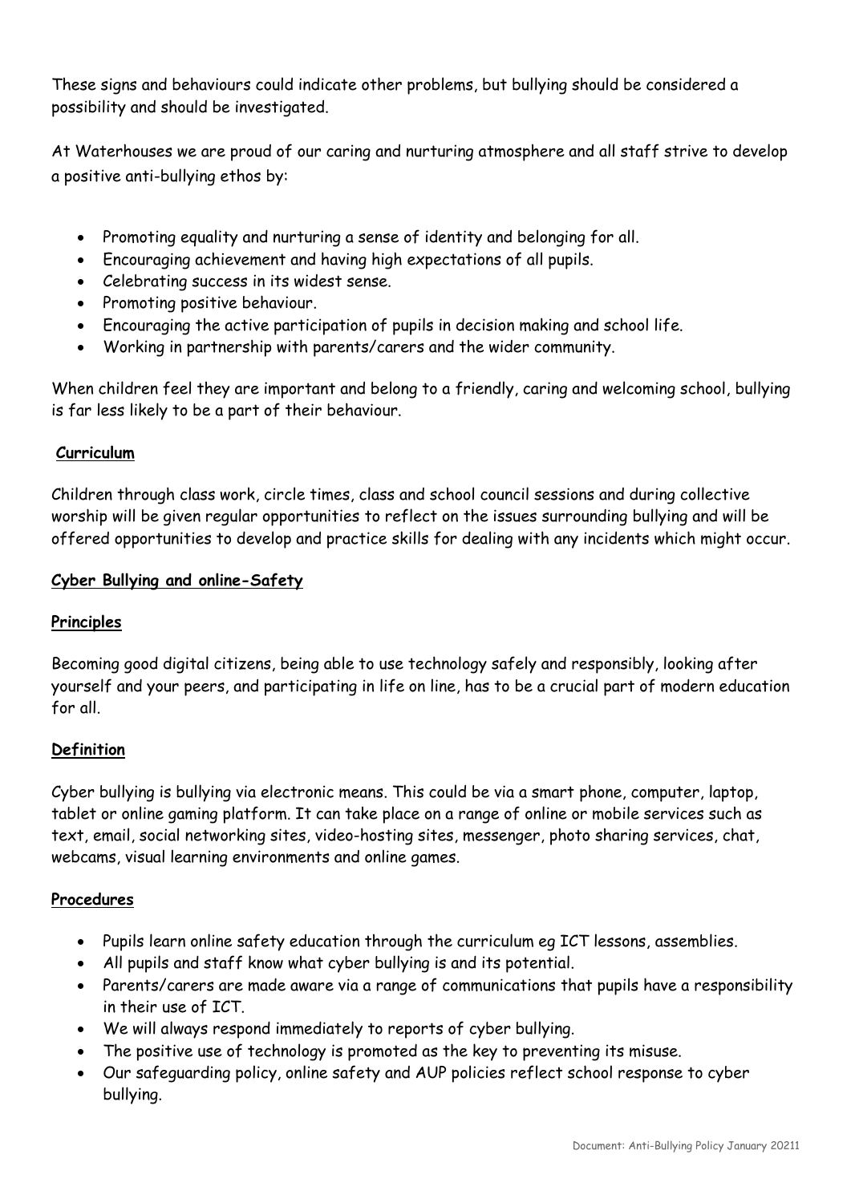These signs and behaviours could indicate other problems, but bullying should be considered a possibility and should be investigated.

At Waterhouses we are proud of our caring and nurturing atmosphere and all staff strive to develop a positive anti-bullying ethos by:

- Promoting equality and nurturing a sense of identity and belonging for all.
- Encouraging achievement and having high expectations of all pupils.
- Celebrating success in its widest sense.
- Promoting positive behaviour.
- Encouraging the active participation of pupils in decision making and school life.
- Working in partnership with parents/carers and the wider community.

When children feel they are important and belong to a friendly, caring and welcoming school, bullying is far less likely to be a part of their behaviour.

**Curriculum**

Children through class work, circle times, class and school council sessions and during collective worship will be given regular opportunities to reflect on the issues surrounding bullying and will be offered opportunities to develop and practice skills for dealing with any incidents which might occur.

**Cyber Bullying and online-Safety**

**Principles**

Becoming good digital citizens, being able to use technology safely and responsibly, looking after yourself and your peers, and participating in life on line, has to be a crucial part of modern education for all.

**Definition**

Cyber bullying is bullying via electronic means. This could be via a smart phone, computer, laptop, tablet or online gaming platform. It can take place on a range of online or mobile services such as text, email, social networking sites, video-hosting sites, messenger, photo sharing services, chat, webcams, visual learning environments and online games.

**Procedures**

- Pupils learn online safety education through the curriculum eg ICT lessons, assemblies.
- All pupils and staff know what cyber bullying is and its potential.
- Parents/carers are made aware via a range of communications that pupils have a responsibility in their use of ICT.
- We will always respond immediately to reports of cyber bullying.
- The positive use of technology is promoted as the key to preventing its misuse.
- Our safeguarding policy, online safety and AUP policies reflect school response to cyber bullying.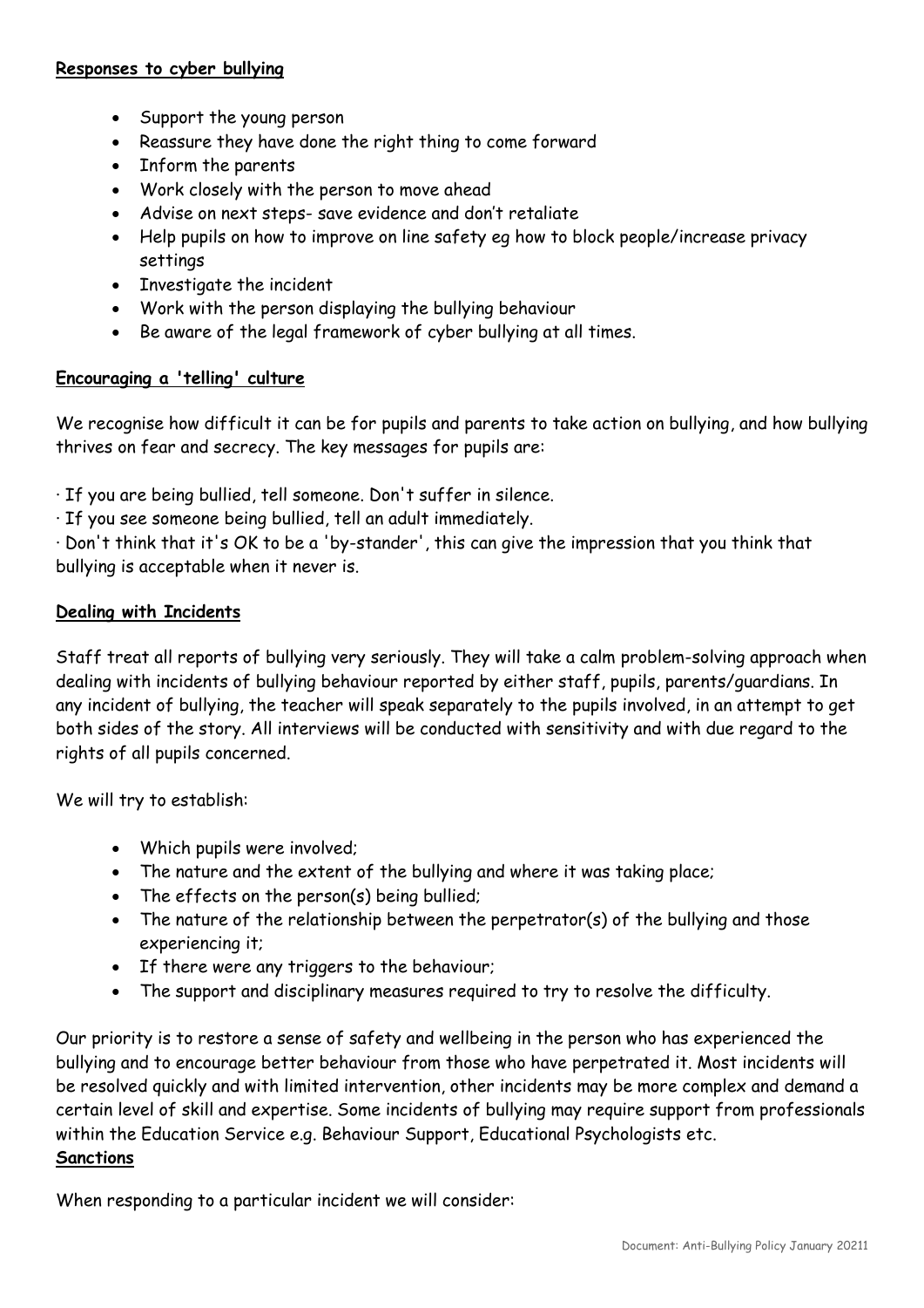**Responses to cyber bullying**

- Support the young person
- Reassure they have done the right thing to come forward
- Inform the parents
- Work closely with the person to move ahead
- Advise on next steps- save evidence and don't retaliate
- Help pupils on how to improve on line safety eg how to block people/increase privacy settings
- Investigate the incident
- Work with the person displaying the bullying behaviour
- Be aware of the legal framework of cyber bullying at all times.

**Encouraging a 'telling' culture**

We recognise how difficult it can be for pupils and parents to take action on bullying, and how bullying thrives on fear and secrecy. The key messages for pupils are:

· If you are being bullied, tell someone. Don't suffer in silence.

· If you see someone being bullied, tell an adult immediately.

· Don't think that it's OK to be a 'by-stander', this can give the impression that you think that bullying is acceptable when it never is.

**Dealing with Incidents**

Staff treat all reports of bullying very seriously. They will take a calm problem-solving approach when dealing with incidents of bullying behaviour reported by either staff, pupils, parents/guardians. In any incident of bullying, the teacher will speak separately to the pupils involved, in an attempt to get both sides of the story. All interviews will be conducted with sensitivity and with due regard to the rights of all pupils concerned.

We will try to establish:

- Which pupils were involved;
- The nature and the extent of the bullying and where it was taking place;
- The effects on the person(s) being bullied;
- The nature of the relationship between the perpetrator(s) of the bullying and those experiencing it;
- If there were any triggers to the behaviour;
- The support and disciplinary measures required to try to resolve the difficulty.

Our priority is to restore a sense of safety and wellbeing in the person who has experienced the bullying and to encourage better behaviour from those who have perpetrated it. Most incidents will be resolved quickly and with limited intervention, other incidents may be more complex and demand a certain level of skill and expertise. Some incidents of bullying may require support from professionals within the Education Service e.g. Behaviour Support, Educational Psychologists etc.

**Sanctions**

When responding to a particular incident we will consider: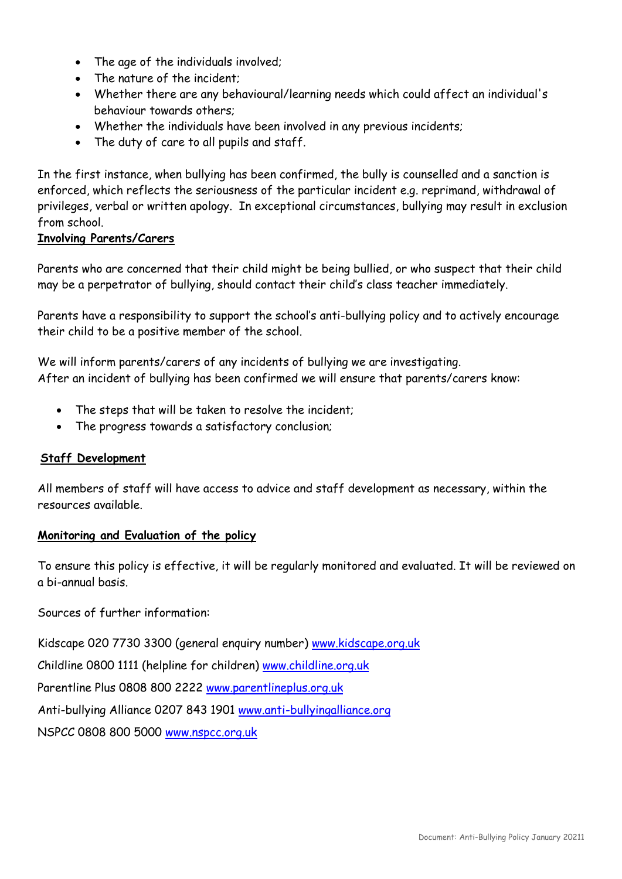- The age of the individuals involved;
- The nature of the incident;
- Whether there are any behavioural/learning needs which could affect an individual's behaviour towards others;
- Whether the individuals have been involved in any previous incidents;
- The duty of care to all pupils and staff.

In the first instance, when bullying has been confirmed, the bully is counselled and a sanction is enforced, which reflects the seriousness of the particular incident e.g. reprimand, withdrawal of privileges, verbal or written apology. In exceptional circumstances, bullying may result in exclusion from school.

**Involving Parents/Carers**

Parents who are concerned that their child might be being bullied, or who suspect that their child may be a perpetrator of bullying, should contact their child's class teacher immediately.

Parents have a responsibility to support the school's anti-bullying policy and to actively encourage their child to be a positive member of the school.

We will inform parents/carers of any incidents of bullying we are investigating.
After an incident of bullying has been confirmed we will ensure that parents/carers know:

- The steps that will be taken to resolve the incident;
- The progress towards a satisfactory conclusion;

**Staff Development**

All members of staff will have access to advice and staff development as necessary, within the resources available.

**Monitoring and Evaluation of the policy**

To ensure this policy is effective, it will be regularly monitored and evaluated. It will be reviewed on a bi-annual basis.

Sources of further information:

Kidscape 020 7730 3300 (general enquiry number) www.kidscape.org.uk

Childline 0800 1111 (helpline for children) www.childline.org.uk

Parentline Plus 0808 800 2222 www.parentlineplus.org.uk

Anti-bullying Alliance 0207 843 1901 www.anti-bullyingalliance.org

NSPCC 0808 800 5000 www.nspcc.org.uk